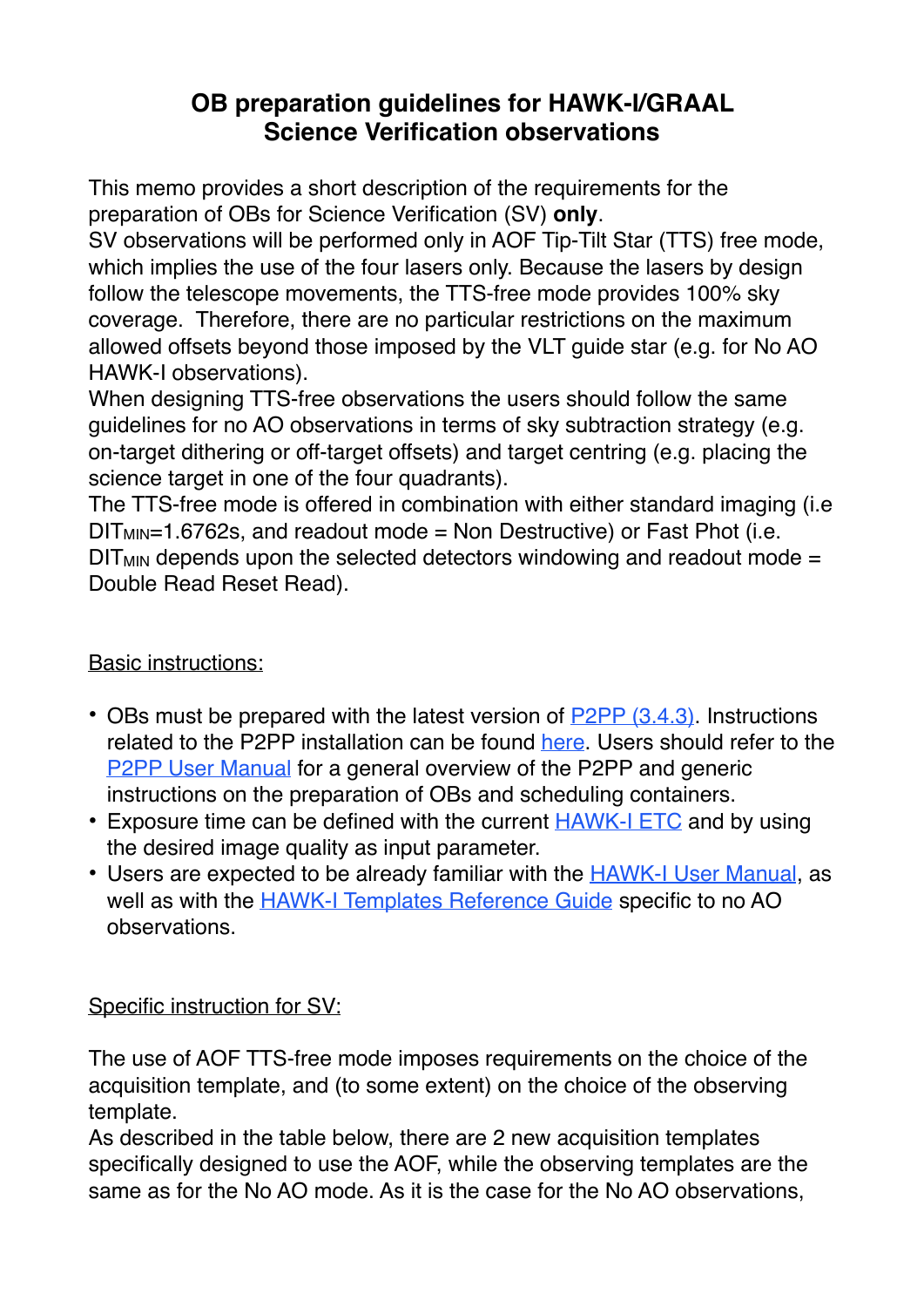# OB preparation guidelines for HAWK-I/GRAAL Science Verification observations

This memo provides a short description of the requirements for the preparation of OBs for Science Verification (SV) **only**.

SV observations will be performed only in AOF Tip-Tilt Star (TTS) free mode, which implies the use of the four lasers only. Because the lasers by design follow the telescope movements, the TTS-free mode provides 100% sky coverage. Therefore, there are no particular restrictions on the maximum allowed offsets beyond those imposed by the VLT guide star (e.g. for No AO HAWK-I observations).

When designing TTS-free observations the users should follow the same guidelines for no AO observations in terms of sky subtraction strategy (e.g. on-target dithering or off-target offsets) and target centring (e.g. placing the science target in one of the four quadrants).

The TTS-free mode is offered in combination with either standard imaging (i.e $DIT_{MIN}$=1.6762s, and readout mode = Non Destructive) or Fast Phot (i.e. $DIT_{MIN}$ depends upon the selected detectors windowing and readout mode = Double Read Reset Read).

## Basic instructions:

- OBs must be prepared with the latest version of P2PP (3.4.3). Instructions related to the P2PP installation can be found here. Users should refer to the P2PP User Manual for a general overview of the P2PP and generic instructions on the preparation of OBs and scheduling containers.
- Exposure time can be defined with the current HAWK-I ETC and by using the desired image quality as input parameter.
- Users are expected to be already familiar with the HAWK-I User Manual, as well as with the HAWK-I Templates Reference Guide specific to no AO observations.

## Specific instruction for SV:

The use of AOF TTS-free mode imposes requirements on the choice of the acquisition template, and (to some extent) on the choice of the observing template.

As described in the table below, there are 2 new acquisition templates specifically designed to use the AOF, while the observing templates are the same as for the No AO mode. As it is the case for the No AO observations,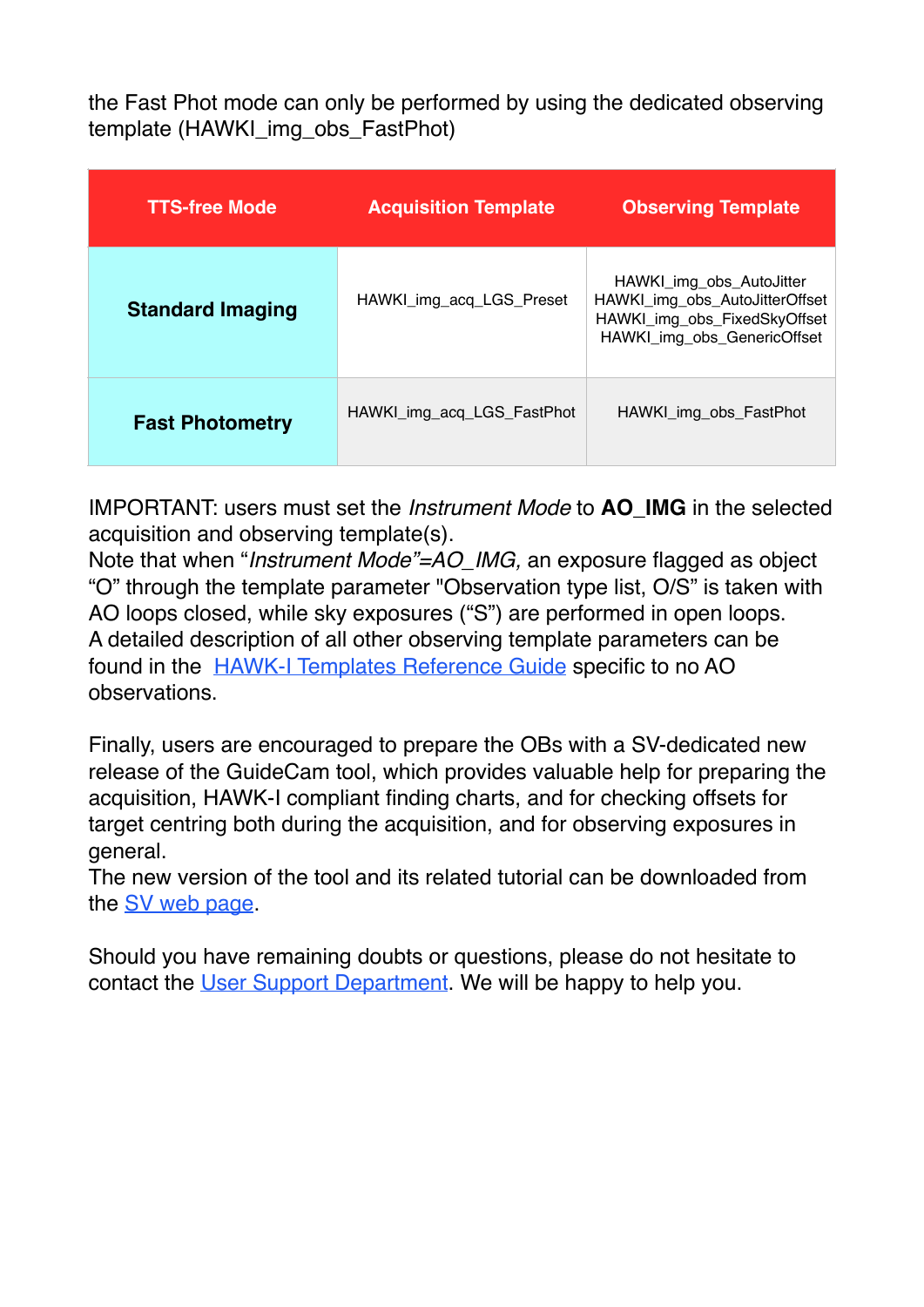the Fast Phot mode can only be performed by using the dedicated observing template (HAWKI_img_obs_FastPhot)

| TTS-free Mode | Acquisition Template | Observing Template |
| --- | --- | --- |
| **Standard Imaging** | HAWKI_img_acq_LGS_Preset | HAWKI_img_obs_AutoJitter<br>HAWKI_img_obs_AutoJitterOffset<br>HAWKI_img_obs_FixedSkyOffset<br>HAWKI_img_obs_GenericOffset |
| **Fast Photometry** | HAWKI_img_acq_LGS_FastPhot | HAWKI_img_obs_FastPhot |

IMPORTANT: users must set the *Instrument Mode* to **AO_IMG** in the selected acquisition and observing template(s).
Note that when "*Instrument Mode"=AO_IMG,* an exposure flagged as object "O" through the template parameter "Observation type list, O/S" is taken with AO loops closed, while sky exposures ("S") are performed in open loops.
A detailed description of all other observing template parameters can be found in the HAWK-I Templates Reference Guide specific to no AO observations.

Finally, users are encouraged to prepare the OBs with a SV-dedicated new release of the GuideCam tool, which provides valuable help for preparing the acquisition, HAWK-I compliant finding charts, and for checking offsets for target centring both during the acquisition, and for observing exposures in general.
The new version of the tool and its related tutorial can be downloaded from the SV web page.

Should you have remaining doubts or questions, please do not hesitate to contact the User Support Department. We will be happy to help you.